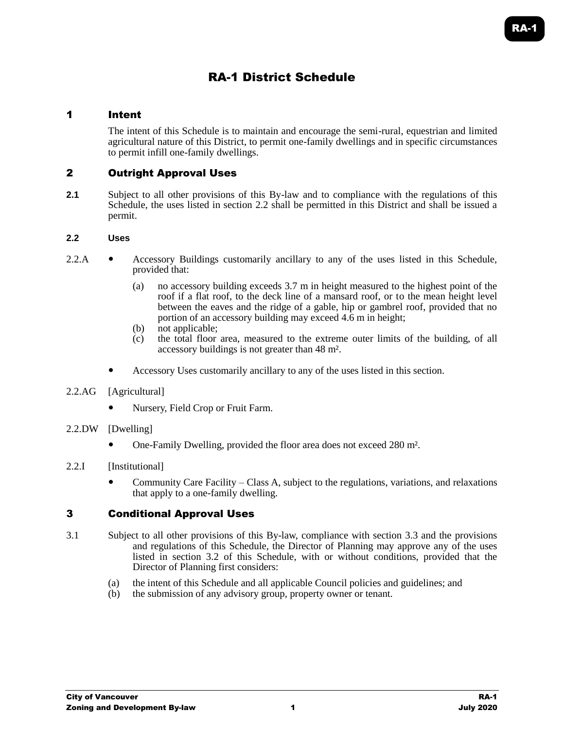# RA-1 District Schedule

## 1 Intent

The intent of this Schedule is to maintain and encourage the semi-rural, equestrian and limited agricultural nature of this District, to permit one-family dwellings and in specific circumstances to permit infill one-family dwellings.

## 2 Outright Approval Uses

**2.1** Subject to all other provisions of this By-law and to compliance with the regulations of this Schedule, the uses listed in section 2.2 shall be permitted in this District and shall be issued a permit.

### 2.2 Uses

2.2.A

- Accessory Buildings customarily ancillary to any of the uses listed in this Schedule, provided that:
  - (a) no accessory building exceeds 3.7 m in height measured to the highest point of the roof if a flat roof, to the deck line of a mansard roof, or to the mean height level between the eaves and the ridge of a gable, hip or gambrel roof, provided that no portion of an accessory building may exceed 4.6 m in height;
  - (b) not applicable;
  - (c) the total floor area, measured to the extreme outer limits of the building, of all accessory buildings is not greater than 48 m².
- Accessory Uses customarily ancillary to any of the uses listed in this section.

2.2.AG [Agricultural]

- Nursery, Field Crop or Fruit Farm.

2.2.DW [Dwelling]

- One-Family Dwelling, provided the floor area does not exceed 280 m².

2.2.I [Institutional]

- Community Care Facility – Class A, subject to the regulations, variations, and relaxations that apply to a one-family dwelling.

## 3 Conditional Approval Uses

3.1 Subject to all other provisions of this By-law, compliance with section 3.3 and the provisions and regulations of this Schedule, the Director of Planning may approve any of the uses listed in section 3.2 of this Schedule, with or without conditions, provided that the Director of Planning first considers:

(a) the intent of this Schedule and all applicable Council policies and guidelines; and
(b) the submission of any advisory group, property owner or tenant.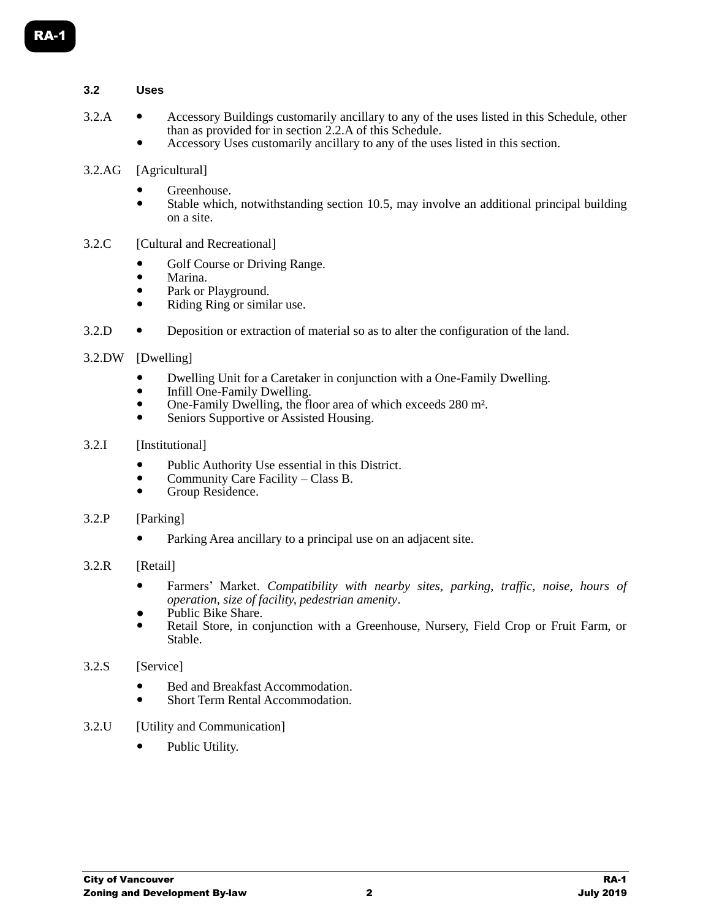### 3.2 Uses

3.2.A
- Accessory Buildings customarily ancillary to any of the uses listed in this Schedule, other than as provided for in section 2.2.A of this Schedule.
- Accessory Uses customarily ancillary to any of the uses listed in this section.

3.2.AG [Agricultural]

- Greenhouse.
- Stable which, notwithstanding section 10.5, may involve an additional principal building on a site.

3.2.C [Cultural and Recreational]

- Golf Course or Driving Range.
- Marina.
- Park or Playground.
- Riding Ring or similar use.

3.2.D
- Deposition or extraction of material so as to alter the configuration of the land.

3.2.DW [Dwelling]

- Dwelling Unit for a Caretaker in conjunction with a One-Family Dwelling.
- Infill One-Family Dwelling.
- One-Family Dwelling, the floor area of which exceeds 280 m².
- Seniors Supportive or Assisted Housing.

3.2.I [Institutional]

- Public Authority Use essential in this District.
- Community Care Facility – Class B.
- Group Residence.

3.2.P [Parking]

- Parking Area ancillary to a principal use on an adjacent site.

3.2.R [Retail]

- Farmers' Market. *Compatibility with nearby sites, parking, traffic, noise, hours of operation, size of facility, pedestrian amenity*.
- Public Bike Share.
- Retail Store, in conjunction with a Greenhouse, Nursery, Field Crop or Fruit Farm, or Stable.

3.2.S [Service]

- Bed and Breakfast Accommodation.
- Short Term Rental Accommodation.

3.2.U [Utility and Communication]

- Public Utility.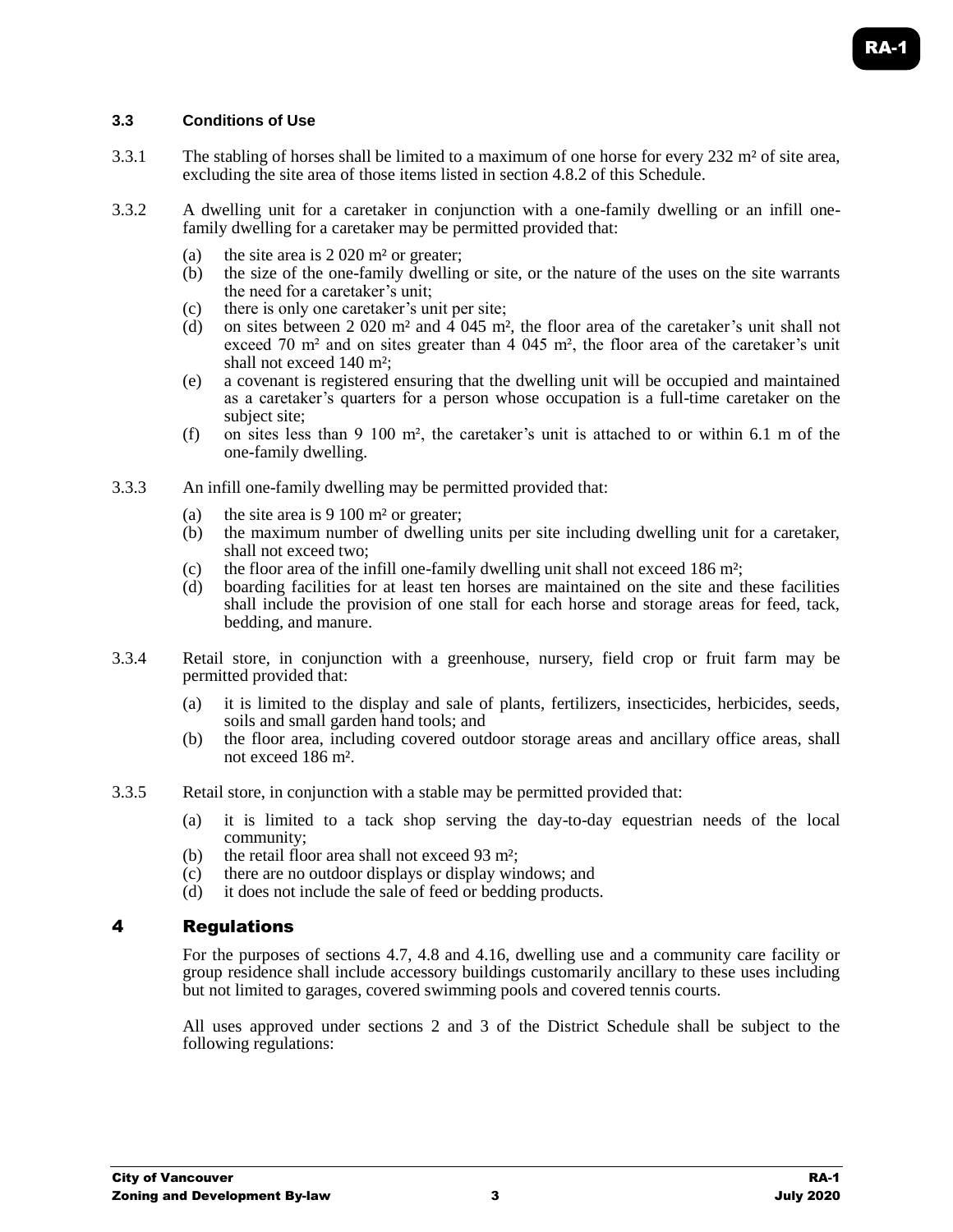### 3.3 Conditions of Use

3.3.1 The stabling of horses shall be limited to a maximum of one horse for every 232 m² of site area, excluding the site area of those items listed in section 4.8.2 of this Schedule.

3.3.2 A dwelling unit for a caretaker in conjunction with a one-family dwelling or an infill one-family dwelling for a caretaker may be permitted provided that:

(a) the site area is 2 020 m² or greater;
(b) the size of the one-family dwelling or site, or the nature of the uses on the site warrants the need for a caretaker's unit;
(c) there is only one caretaker's unit per site;
(d) on sites between 2 020 m² and 4 045 m², the floor area of the caretaker's unit shall not exceed 70 m² and on sites greater than 4 045 m², the floor area of the caretaker's unit shall not exceed 140 m²;
(e) a covenant is registered ensuring that the dwelling unit will be occupied and maintained as a caretaker's quarters for a person whose occupation is a full-time caretaker on the subject site;
(f) on sites less than 9 100 m², the caretaker's unit is attached to or within 6.1 m of the one-family dwelling.

3.3.3 An infill one-family dwelling may be permitted provided that:

(a) the site area is 9 100 m² or greater;
(b) the maximum number of dwelling units per site including dwelling unit for a caretaker, shall not exceed two;
(c) the floor area of the infill one-family dwelling unit shall not exceed 186 m²;
(d) boarding facilities for at least ten horses are maintained on the site and these facilities shall include the provision of one stall for each horse and storage areas for feed, tack, bedding, and manure.

3.3.4 Retail store, in conjunction with a greenhouse, nursery, field crop or fruit farm may be permitted provided that:

(a) it is limited to the display and sale of plants, fertilizers, insecticides, herbicides, seeds, soils and small garden hand tools; and
(b) the floor area, including covered outdoor storage areas and ancillary office areas, shall not exceed 186 m².

3.3.5 Retail store, in conjunction with a stable may be permitted provided that:

(a) it is limited to a tack shop serving the day-to-day equestrian needs of the local community;
(b) the retail floor area shall not exceed 93 m²;
(c) there are no outdoor displays or display windows; and
(d) it does not include the sale of feed or bedding products.

## 4 Regulations

For the purposes of sections 4.7, 4.8 and 4.16, dwelling use and a community care facility or group residence shall include accessory buildings customarily ancillary to these uses including but not limited to garages, covered swimming pools and covered tennis courts.

All uses approved under sections 2 and 3 of the District Schedule shall be subject to the following regulations: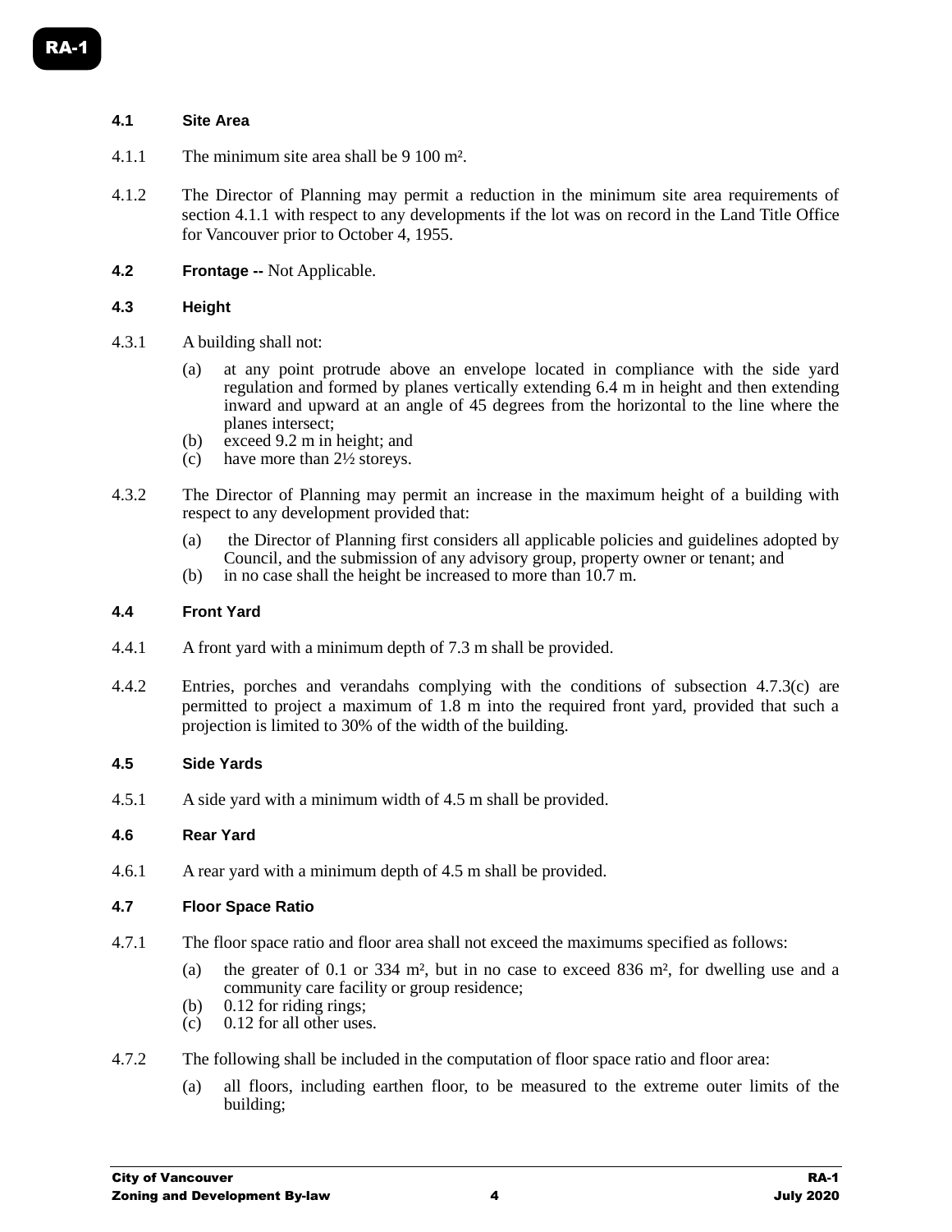### 4.1 Site Area

4.1.1 The minimum site area shall be 9 100 m².

4.1.2 The Director of Planning may permit a reduction in the minimum site area requirements of section 4.1.1 with respect to any developments if the lot was on record in the Land Title Office for Vancouver prior to October 4, 1955.

### 4.2 Frontage -- Not Applicable.

### 4.3 Height

4.3.1 A building shall not:

- (a) at any point protrude above an envelope located in compliance with the side yard regulation and formed by planes vertically extending 6.4 m in height and then extending inward and upward at an angle of 45 degrees from the horizontal to the line where the planes intersect;
- (b) exceed 9.2 m in height; and
- (c) have more than 2½ storeys.

4.3.2 The Director of Planning may permit an increase in the maximum height of a building with respect to any development provided that:

- (a) the Director of Planning first considers all applicable policies and guidelines adopted by Council, and the submission of any advisory group, property owner or tenant; and
- (b) in no case shall the height be increased to more than 10.7 m.

### 4.4 Front Yard

4.4.1 A front yard with a minimum depth of 7.3 m shall be provided.

4.4.2 Entries, porches and verandahs complying with the conditions of subsection 4.7.3(c) are permitted to project a maximum of 1.8 m into the required front yard, provided that such a projection is limited to 30% of the width of the building.

### 4.5 Side Yards

4.5.1 A side yard with a minimum width of 4.5 m shall be provided.

### 4.6 Rear Yard

4.6.1 A rear yard with a minimum depth of 4.5 m shall be provided.

### 4.7 Floor Space Ratio

4.7.1 The floor space ratio and floor area shall not exceed the maximums specified as follows:

- (a) the greater of 0.1 or 334 m², but in no case to exceed 836 m², for dwelling use and a community care facility or group residence;
- (b) 0.12 for riding rings;
- (c) 0.12 for all other uses.

4.7.2 The following shall be included in the computation of floor space ratio and floor area:

- (a) all floors, including earthen floor, to be measured to the extreme outer limits of the building;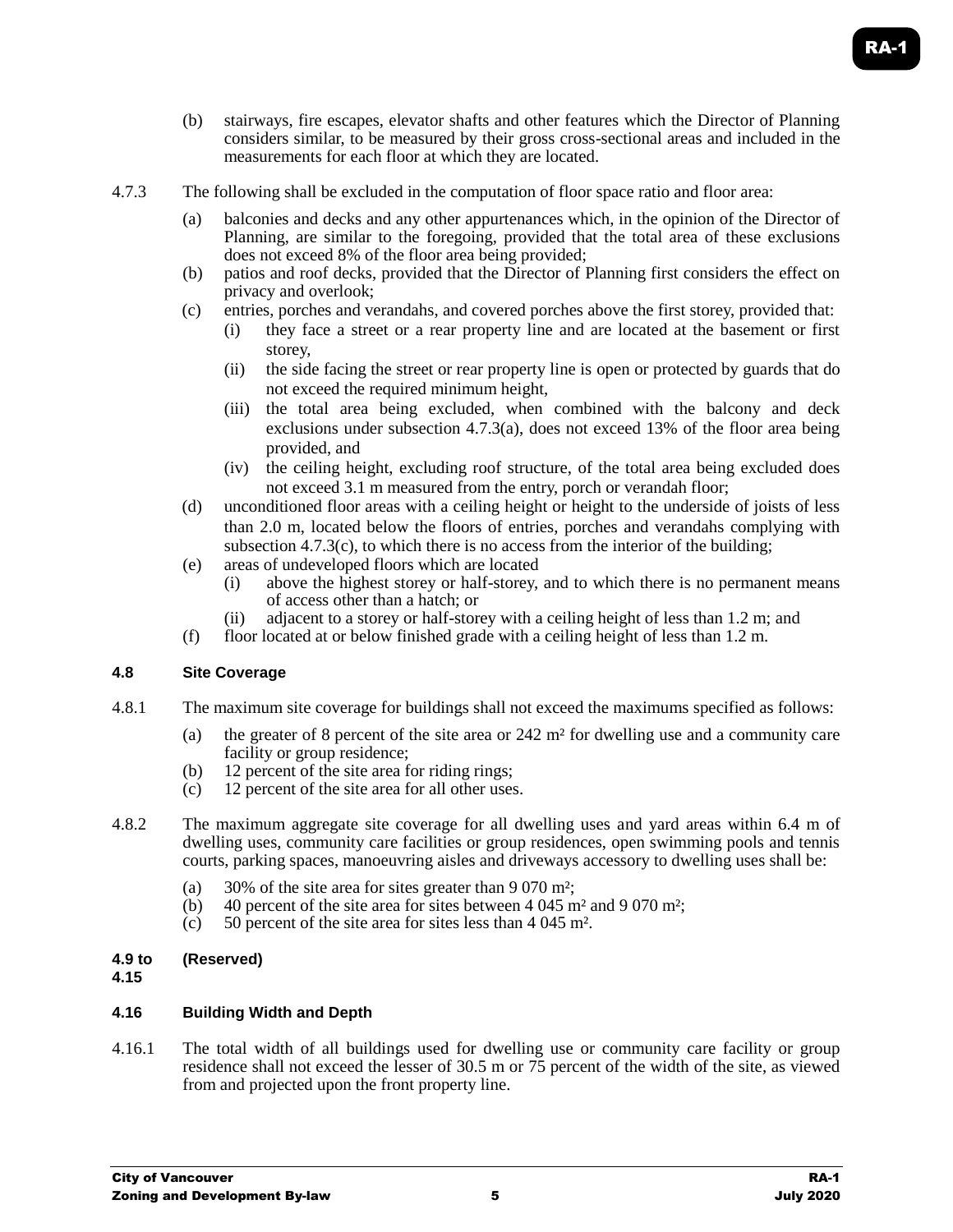(b) stairways, fire escapes, elevator shafts and other features which the Director of Planning considers similar, to be measured by their gross cross-sectional areas and included in the measurements for each floor at which they are located.

4.7.3 The following shall be excluded in the computation of floor space ratio and floor area:

(a) balconies and decks and any other appurtenances which, in the opinion of the Director of Planning, are similar to the foregoing, provided that the total area of these exclusions does not exceed 8% of the floor area being provided;

(b) patios and roof decks, provided that the Director of Planning first considers the effect on privacy and overlook;

(c) entries, porches and verandahs, and covered porches above the first storey, provided that:

  (i) they face a street or a rear property line and are located at the basement or first storey,

  (ii) the side facing the street or rear property line is open or protected by guards that do not exceed the required minimum height,

  (iii) the total area being excluded, when combined with the balcony and deck exclusions under subsection 4.7.3(a), does not exceed 13% of the floor area being provided, and

  (iv) the ceiling height, excluding roof structure, of the total area being excluded does not exceed 3.1 m measured from the entry, porch or verandah floor;

(d) unconditioned floor areas with a ceiling height or height to the underside of joists of less than 2.0 m, located below the floors of entries, porches and verandahs complying with subsection 4.7.3(c), to which there is no access from the interior of the building;

(e) areas of undeveloped floors which are located

  (i) above the highest storey or half-storey, and to which there is no permanent means of access other than a hatch; or

  (ii) adjacent to a storey or half-storey with a ceiling height of less than 1.2 m; and

(f) floor located at or below finished grade with a ceiling height of less than 1.2 m.

### 4.8 Site Coverage

4.8.1 The maximum site coverage for buildings shall not exceed the maximums specified as follows:

(a) the greater of 8 percent of the site area or 242 m² for dwelling use and a community care facility or group residence;

(b) 12 percent of the site area for riding rings;

(c) 12 percent of the site area for all other uses.

4.8.2 The maximum aggregate site coverage for all dwelling uses and yard areas within 6.4 m of dwelling uses, community care facilities or group residences, open swimming pools and tennis courts, parking spaces, manoeuvring aisles and driveways accessory to dwelling uses shall be:

(a) 30% of the site area for sites greater than 9 070 m²;

(b) 40 percent of the site area for sites between 4 045 m² and 9 070 m²;

(c) 50 percent of the site area for sites less than 4 045 m².

### 4.9 to 4.15 (Reserved)

### 4.16 Building Width and Depth

4.16.1 The total width of all buildings used for dwelling use or community care facility or group residence shall not exceed the lesser of 30.5 m or 75 percent of the width of the site, as viewed from and projected upon the front property line.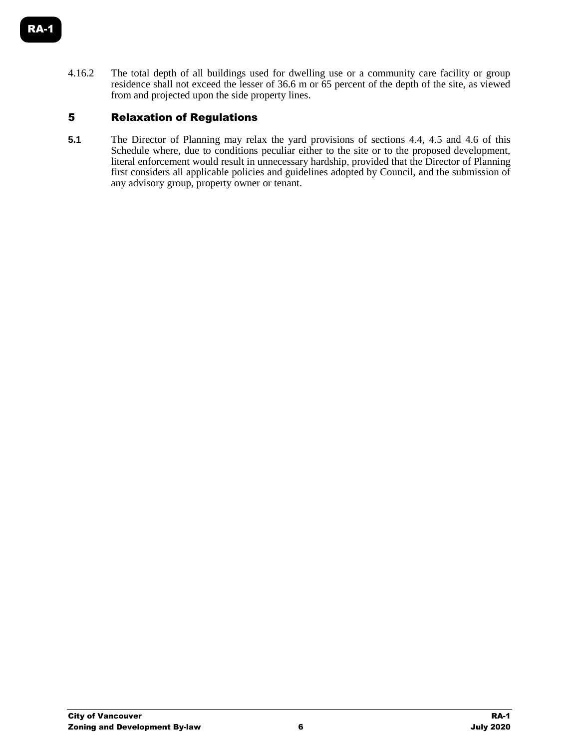4.16.2 The total depth of all buildings used for dwelling use or a community care facility or group residence shall not exceed the lesser of 36.6 m or 65 percent of the depth of the site, as viewed from and projected upon the side property lines.

## 5 Relaxation of Regulations

**5.1** The Director of Planning may relax the yard provisions of sections 4.4, 4.5 and 4.6 of this Schedule where, due to conditions peculiar either to the site or to the proposed development, literal enforcement would result in unnecessary hardship, provided that the Director of Planning first considers all applicable policies and guidelines adopted by Council, and the submission of any advisory group, property owner or tenant.